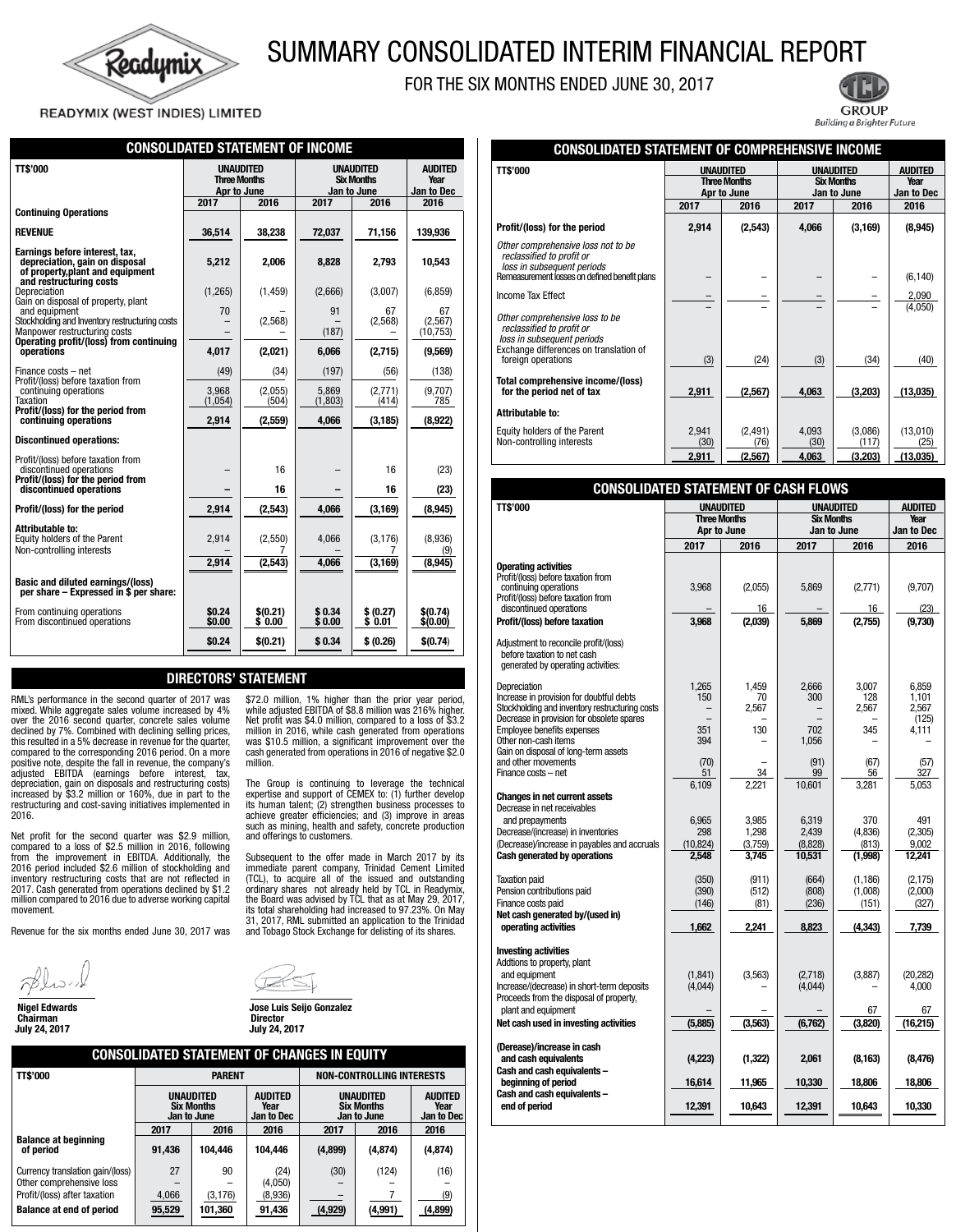# SUMMARY CONSOLIDATED INTERIM FINANCIAL REPORT

FOR THE SIX MONTHS ENDED JUNE 30, 2017

READYMIX (WEST INDIES) LIMITED

## CONSOLIDATED STATEMENT OF INCOME

| TT$'000 | UNAUDITED Three Months Apr to June | | UNAUDITED Six Months Jan to June | | AUDITED Year Jan to Dec |
|---|---|---|---|---|---|
| | 2017 | 2016 | 2017 | 2016 | 2016 |
| **Continuing Operations** | | | | | |
| **REVENUE** | **36,514** | **38,238** | **72,037** | **71,156** | **139,936** |
| **Earnings before interest, tax, depreciation, gain on disposal of property,plant and equipment and restructuring costs** | **5,212** | **2,006** | **8,828** | **2,793** | **10,543** |
| Depreciation | (1,265) | (1,459) | (2,666) | (3,007) | (6,859) |
| Gain on disposal of property, plant and equipment | 70 | – | 91 | 67 | 67 |
| Stockholding and Inventory restructuring costs | – | (2,568) | – | (2,568) | (2,567) |
| Manpower restructuring costs | – | – | (187) | – | (10,753) |
| **Operating profit/(loss) from continuing operations** | **4,017** | **(2,021)** | **6,066** | **(2,715)** | **(9,569)** |
| Finance costs – net | (49) | (34) | (197) | (56) | (138) |
| Profit/(loss) before taxation from continuing operations | 3,968 | (2,055) | 5,869 | (2,771) | (9,707) |
| Taxation | (1,054) | (504) | (1,803) | (414) | 785 |
| **Profit/(loss) for the period from continuing operations** | **2,914** | **(2,559)** | **4,066** | **(3,185)** | **(8,922)** |
| **Discontinued operations:** | | | | | |
| Profit/(loss) before taxation from discontinued operations | – | 16 | – | 16 | (23) |
| **Profit/(loss) for the period from discontinued operations** | **–** | **16** | **–** | **16** | **(23)** |
| **Profit/(loss) for the period** | **2,914** | **(2,543)** | **4,066** | **(3,169)** | **(8,945)** |
| **Attributable to:** | | | | | |
| Equity holders of the Parent | 2,914 | (2,550) | 4,066 | (3,176) | (8,936) |
| Non-controlling interests | – | 7 | – | 7 | (9) |
| | **2,914** | **(2,543)** | **4,066** | **(3,169)** | **(8,945)** |
| **Basic and diluted earnings/(loss) per share – Expressed in $ per share:** | | | | | |
| From continuing operations | **$0.24** | **$(0.21)** | **$ 0.34** | **$ (0.27)** | **$(0.74)** |
| From discontinued operations | **$0.00** | **$ 0.00** | **$ 0.00** | **$ 0.01** | **$(0.00)** |
| | **$0.24** | **$(0.21)** | **$ 0.34** | **$ (0.26)** | **$(0.74)** |

## DIRECTORS' STATEMENT

RML's performance in the second quarter of 2017 was mixed. While aggregate sales volume increased by 4% over the 2016 second quarter, concrete sales volume declined by 7%. Combined with declining selling prices, this resulted in a 5% decrease in revenue for the quarter, compared to the corresponding 2016 period. On a more positive note, despite the fall in revenue, the company's adjusted EBITDA (earnings before interest, tax, depreciation, gain on disposals and restructuring costs) increased by $3.2 million or 160%, due in part to the restructuring and cost-saving initiatives implemented in 2016.

Net profit for the second quarter was $2.9 million, compared to a loss of $2.5 million in 2016, following from the improvement in EBITDA. Additionally, the 2016 period included $2.6 million of stockholding and inventory restructuring costs that are not reflected in 2017. Cash generated from operations declined by $1.2 million compared to 2016 due to adverse working capital movement.

Revenue for the six months ended June 30, 2017 was $72.0 million, 1% higher than the prior year period, while adjusted EBITDA of $8.8 million was 216% higher. Net profit was $4.0 million, compared to a loss of $3.2 million in 2016, while cash generated from operations was $10.5 million, a significant improvement over the cash generated from operations in 2016 of negative $2.0 million.

The Group is continuing to leverage the technical expertise and support of CEMEX to: (1) further develop its human talent; (2) strengthen business processes to achieve greater efficiencies; and (3) improve in areas such as mining, health and safety, concrete production and offerings to customers.

Subsequent to the offer made in March 2017 by its immediate parent company, Trinidad Cement Limited (TCL), to acquire all of the issued and outstanding ordinary shares not already held by TCL in Readymix, the Board was advised by TCL that as at May 29, 2017, its total shareholding had increased to 97.23%. On May 31, 2017, RML submitted an application to the Trinidad and Tobago Stock Exchange for delisting of its shares.

**Nigel Edwards**
Chairman
July 24, 2017

**Jose Luis Seijo Gonzalez**
Director
July 24, 2017

## CONSOLIDATED STATEMENT OF CHANGES IN EQUITY

| TT$'000 | PARENT | | | NON-CONTROLLING INTERESTS | | |
|---|---|---|---|---|---|---|
| | UNAUDITED Six Months Jan to June | | AUDITED Year Jan to Dec | UNAUDITED Six Months Jan to June | | AUDITED Year Jan to Dec |
| | 2017 | 2016 | 2016 | 2017 | 2016 | 2016 |
| **Balance at beginning of period** | **91,436** | **104,446** | **104,446** | **(4,899)** | **(4,874)** | **(4,874)** |
| Currency translation gain/(loss) | 27 | 90 | (24) | (30) | (124) | (16) |
| Other comprehensive loss | – | – | (4,050) | – | – | – |
| Profit/(loss) after taxation | 4,066 | (3,176) | (8,936) | – | 7 | (9) |
| **Balance at end of period** | **95,529** | **101,360** | **91,436** | **(4,929)** | **(4,991)** | **(4,899)** |

## CONSOLIDATED STATEMENT OF COMPREHENSIVE INCOME

| TT$'000 | UNAUDITED Three Months Apr to June | | UNAUDITED Six Months Jan to June | | AUDITED Year Jan to Dec |
|---|---|---|---|---|---|
| | 2017 | 2016 | 2017 | 2016 | 2016 |
| **Profit/(loss) for the period** | **2,914** | **(2,543)** | **4,066** | **(3,169)** | **(8,945)** |
| *Other comprehensive loss not to be reclassified to profit or loss in subsequent periods* | | | | | |
| Remeasurement losses on defined benefit plans | – | – | – | – | (6,140) |
| Income Tax Effect | – | – | – | – | 2,090 |
| | – | – | – | – | (4,050) |
| *Other comprehensive loss to be reclassified to profit or loss in subsequent periods* | | | | | |
| Exchange differences on translation of foreign operations | (3) | (24) | (3) | (34) | (40) |
| **Total comprehensive income/(loss) for the period net of tax** | **2,911** | **(2,567)** | **4,063** | **(3,203)** | **(13,035)** |
| **Attributable to:** | | | | | |
| Equity holders of the Parent | 2,941 | (2,491) | 4,093 | (3,086) | (13,010) |
| Non-controlling interests | (30) | (76) | (30) | (117) | (25) |
| | **2,911** | **(2,567)** | **4,063** | **(3,203)** | **(13,035)** |

## CONSOLIDATED STATEMENT OF CASH FLOWS

| TT$'000 | UNAUDITED Three Months Apr to June | | UNAUDITED Six Months Jan to June | | AUDITED Year Jan to Dec |
|---|---|---|---|---|---|
| | 2017 | 2016 | 2017 | 2016 | 2016 |
| **Operating activities** | | | | | |
| Profit/(loss) before taxation from continuing operations | 3,968 | (2,055) | 5,869 | (2,771) | (9,707) |
| Profit/(loss) before taxation from discontinued operations | – | 16 | – | 16 | (23) |
| **Profit/(loss) before taxation** | **3,968** | **(2,039)** | **5,869** | **(2,755)** | **(9,730)** |
| Adjustment to reconcile profit/(loss) before taxation to net cash generated by operating activities: | | | | | |
| Depreciation | 1,265 | 1,459 | 2,666 | 3,007 | 6,859 |
| Increase in provision for doubtful debts | 150 | 70 | 300 | 128 | 1,101 |
| Stockholding and inventory restructuring costs | – | 2,567 | – | 2,567 | 2,567 |
| Decrease in provision for obsolete spares | – | – | – | – | (125) |
| Employee benefits expenses | 351 | 130 | 702 | 345 | 4,111 |
| Other non-cash items | 394 | – | 1,056 | – | – |
| Gain on disposal of long-term assets and other movements | (70) | – | (91) | (67) | (57) |
| Finance costs – net | 51 | 34 | 99 | 56 | 327 |
| | 6,109 | 2,221 | 10,601 | 3,281 | 5,053 |
| **Changes in net current assets** | | | | | |
| Decrease in net receivables and prepayments | 6,965 | 3,985 | 6,319 | 370 | 491 |
| Decrease/(increase) in inventories | 298 | 1,298 | 2,439 | (4,836) | (2,305) |
| (Decrease)/increase in payables and accruals | (10,824) | (3,759) | (8,828) | (813) | 9,002 |
| **Cash generated by operations** | **2,548** | **3,745** | **10,531** | **(1,998)** | **12,241** |
| Taxation paid | (350) | (911) | (664) | (1,186) | (2,175) |
| Pension contributions paid | (390) | (512) | (808) | (1,008) | (2,000) |
| Finance costs paid | (146) | (81) | (236) | (151) | (327) |
| **Net cash generated by/(used in) operating activities** | **1,662** | **2,241** | **8,823** | **(4,343)** | **7,739** |
| **Investing activities** | | | | | |
| Addtions to property, plant and equipment | (1,841) | (3,563) | (2,718) | (3,887) | (20,282) |
| Increase/(decrease) in short-term deposits | (4,044) | – | (4,044) | – | 4,000 |
| Proceeds from the disposal of property, plant and equipment | – | – | – | 67 | 67 |
| **Net cash used in investing activities** | **(5,885)** | **(3,563)** | **(6,762)** | **(3,820)** | **(16,215)** |
| **(Derease)/increase in cash and cash equivalents** | **(4,223)** | **(1,322)** | **2,061** | **(8,163)** | **(8,476)** |
| **Cash and cash equivalents – beginning of period** | **16,614** | **11,965** | **10,330** | **18,806** | **18,806** |
| **Cash and cash equivalents – end of period** | **12,391** | **10,643** | **12,391** | **10,643** | **10,330** |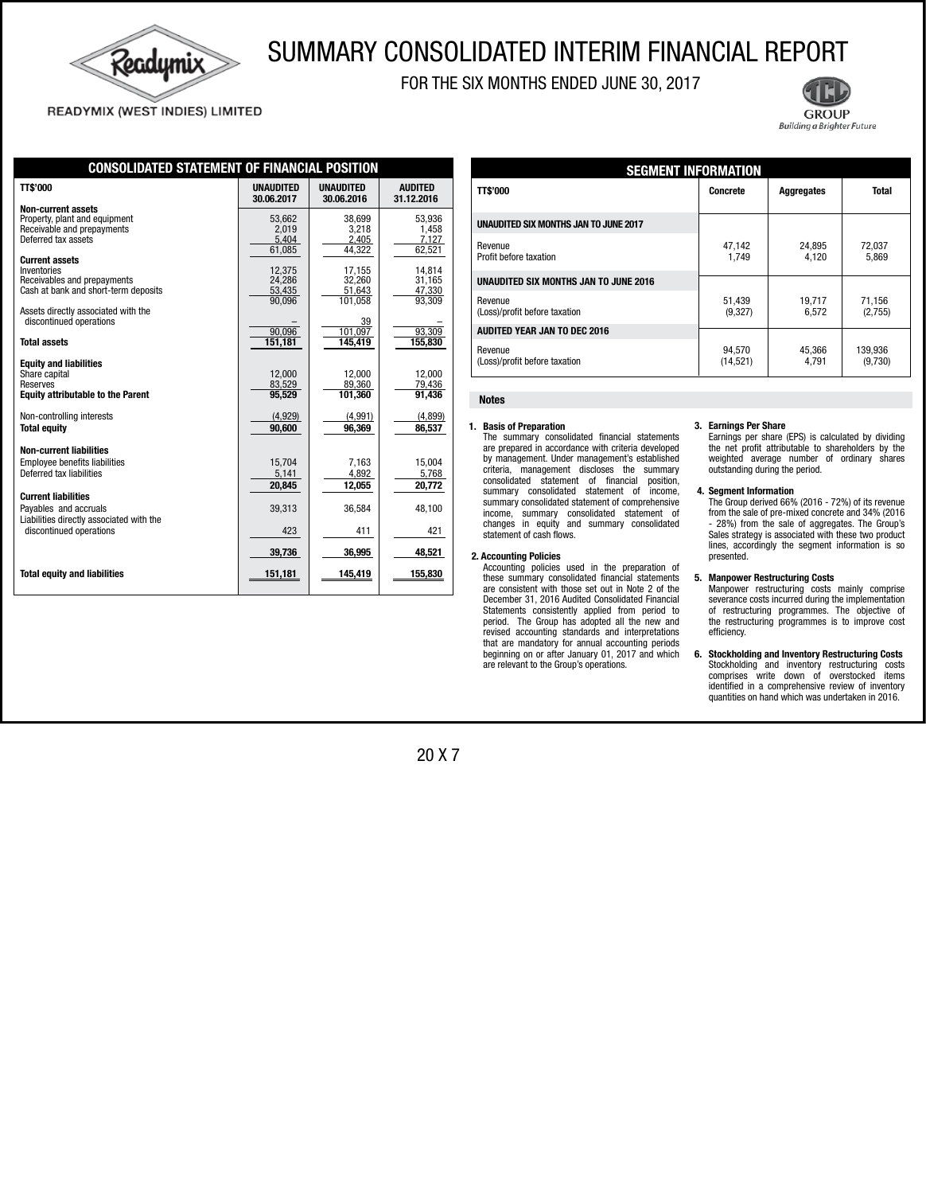# SUMMARY CONSOLIDATED INTERIM FINANCIAL REPORT

FOR THE SIX MONTHS ENDED JUNE 30, 2017

READYMIX (WEST INDIES) LIMITED

GROUP
Building a Brighter Future

## CONSOLIDATED STATEMENT OF FINANCIAL POSITION

| TT$'000 | UNAUDITED 30.06.2017 | UNAUDITED 30.06.2016 | AUDITED 31.12.2016 |
|---|---|---|---|
| **Non-current assets** | | | |
| Property, plant and equipment | 53,662 | 38,699 | 53,936 |
| Receivable and prepayments | 2,019 | 3,218 | 1,458 |
| Deferred tax assets | 5,404 | 2,405 | 7,127 |
| | 61,085 | 44,322 | 62,521 |
| **Current assets** | | | |
| Inventories | 12,375 | 17,155 | 14,814 |
| Receivables and prepayments | 24,286 | 32,260 | 31,165 |
| Cash at bank and short-term deposits | 53,435 | 51,643 | 47,330 |
| | 90,096 | 101,058 | 93,309 |
| Assets directly associated with the discontinued operations | – | 39 | – |
| | 90,096 | 101,097 | 93,309 |
| **Total assets** | **151,181** | **145,419** | **155,830** |
| **Equity and liabilities** | | | |
| Share capital | 12,000 | 12,000 | 12,000 |
| Reserves | 83,529 | 89,360 | 79,436 |
| **Equity attributable to the Parent** | **95,529** | **101,360** | **91,436** |
| Non-controlling interests | (4,929) | (4,991) | (4,899) |
| **Total equity** | **90,600** | **96,369** | **86,537** |
| **Non-current liabilities** | | | |
| Employee benefits liabilities | 15,704 | 7,163 | 15,004 |
| Deferred tax liabilities | 5,141 | 4,892 | 5,768 |
| | **20,845** | **12,055** | **20,772** |
| **Current liabilities** | | | |
| Payables and accruals | 39,313 | 36,584 | 48,100 |
| Liabilities directly associated with the discontinued operations | 423 | 411 | 421 |
| | **39,736** | **36,995** | **48,521** |
| **Total equity and liabilities** | **151,181** | **145,419** | **155,830** |

## SEGMENT INFORMATION

| TT$'000 | Concrete | Aggregates | Total |
|---|---|---|---|
| **UNAUDITED SIX MONTHS JAN TO JUNE 2017** | | | |
| Revenue | 47,142 | 24,895 | 72,037 |
| Profit before taxation | 1,749 | 4,120 | 5,869 |
| **UNAUDITED SIX MONTHS JAN TO JUNE 2016** | | | |
| Revenue | 51,439 | 19,717 | 71,156 |
| (Loss)/profit before taxation | (9,327) | 6,572 | (2,755) |
| **AUDITED YEAR JAN TO DEC 2016** | | | |
| Revenue | 94,570 | 45,366 | 139,936 |
| (Loss)/profit before taxation | (14,521) | 4,791 | (9,730) |

## Notes

**1. Basis of Preparation**
The summary consolidated financial statements are prepared in accordance with criteria developed by management. Under management's established criteria, management discloses the summary consolidated statement of financial position, summary consolidated statement of income, summary consolidated statement of comprehensive income, summary consolidated statement of changes in equity and summary consolidated statement of cash flows.

**2. Accounting Policies**
Accounting policies used in the preparation of these summary consolidated financial statements are consistent with those set out in Note 2 of the December 31, 2016 Audited Consolidated Financial Statements consistently applied from period to period. The Group has adopted all the new and revised accounting standards and interpretations that are mandatory for annual accounting periods beginning on or after January 01, 2017 and which are relevant to the Group's operations.

**3. Earnings Per Share**
Earnings per share (EPS) is calculated by dividing the net profit attributable to shareholders by the weighted average number of ordinary shares outstanding during the period.

**4. Segment Information**
The Group derived 66% (2016 - 72%) of its revenue from the sale of pre-mixed concrete and 34% (2016 - 28%) from the sale of aggregates. The Group's Sales strategy is associated with these two product lines, accordingly the segment information is so presented.

**5. Manpower Restructuring Costs**
Manpower restructuring costs mainly comprise severance costs incurred during the implementation of restructuring programmes. The objective of the restructuring programmes is to improve cost efficiency.

**6. Stockholding and Inventory Restructuring Costs**
Stockholding and inventory restructuring costs comprises write down of overstocked items identified in a comprehensive review of inventory quantities on hand which was undertaken in 2016.

20 X 7